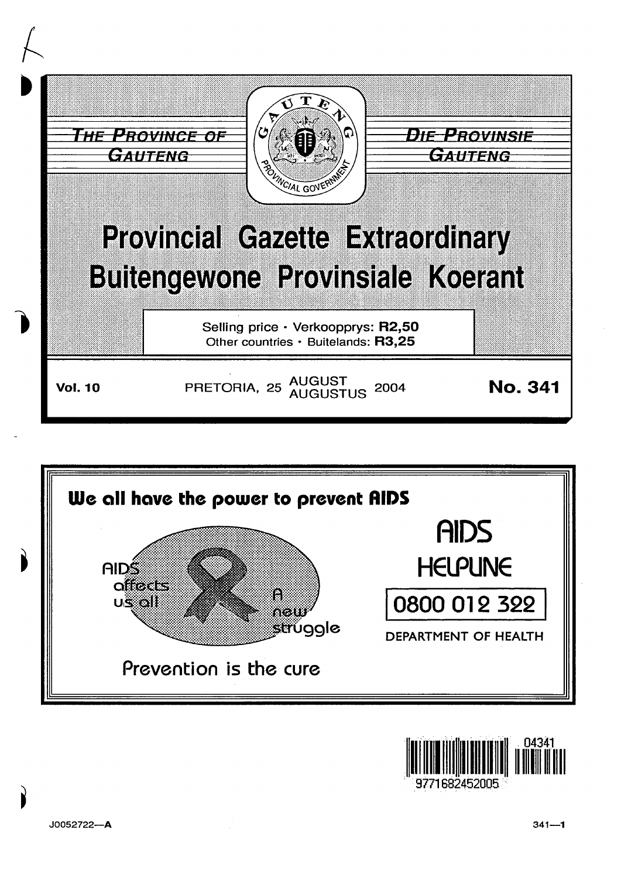THE PROVINCE OF GAUTENG

DIE PROVINSIE GAUTENG

# Provincial Gazette Extraordinary
# Buitengewone Provinsiale Koerant

Selling price · Verkoopprys: **R2,50**
Other countries · Buitelands: **R3,25**

**Vol. 10** PRETORIA, 25 AUGUST AUGUSTUS 2004 **No. 341**

**We all have the power to prevent AIDS**

AIDS affects us all

A new struggle

Prevention is the cure

AIDS HELPLINE

0800 012 322

DEPARTMENT OF HEALTH

J0052722—A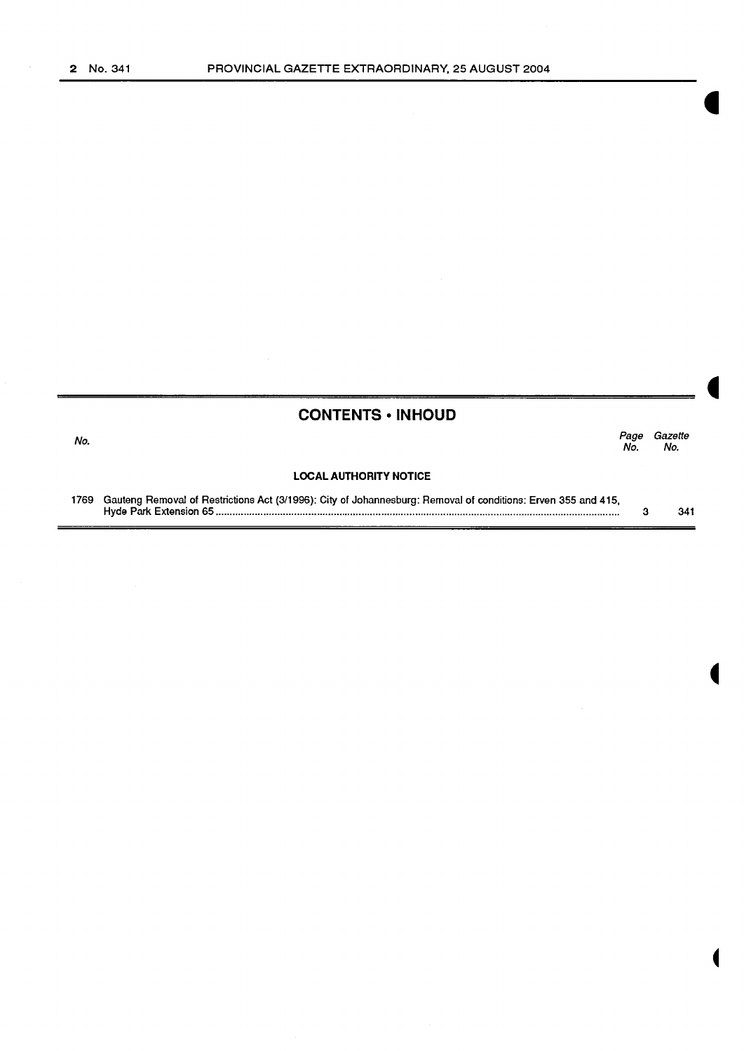## CONTENTS • INHOUD

| No. | | Page No. | Gazette No. |
|---|---|---|---|
| | **LOCAL AUTHORITY NOTICE** | | |
| 1769 | Gauteng Removal of Restrictions Act (3/1996): City of Johannesburg: Removal of conditions: Erven 355 and 415, Hyde Park Extension 65 | 3 | 341 |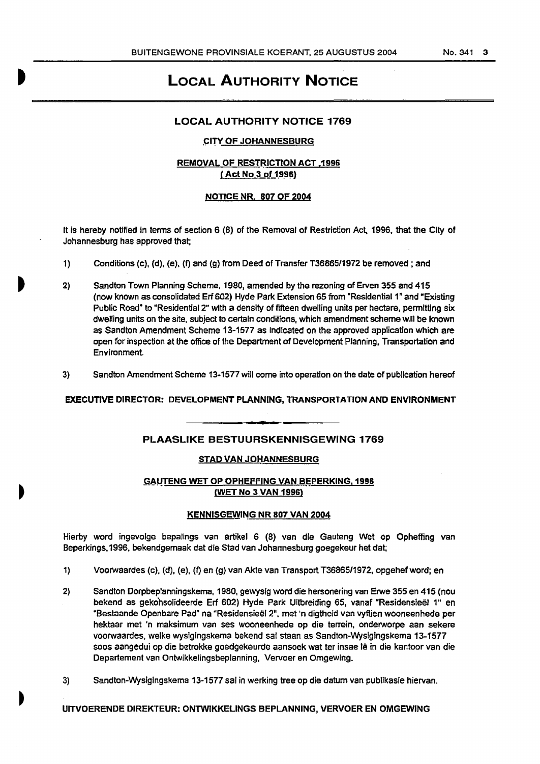# LOCAL AUTHORITY NOTICE

## LOCAL AUTHORITY NOTICE 1769

**CITY OF JOHANNESBURG**

**REMOVAL OF RESTRICTION ACT ,1996**
**( Act No 3 of 1996)**

**NOTICE NR. 807 OF 2004**

It is hereby notified in terms of section 6 (8) of the Removal of Restriction Act, 1996, that the City of Johannesburg has approved that;

1) Conditions (c), (d), (e), (f) and (g) from Deed of Transfer T36865/1972 be removed ; and

2) Sandton Town Planning Scheme, 1980, amended by the rezoning of Erven 355 and 415 (now known as consolidated Erf 602) Hyde Park Extension 65 from "Residential 1" and "Existing Public Road" to "Residential 2" with a density of fifteen dwelling units per hectare, permitting six dwelling units on the site, subject to certain conditions, which amendment scheme will be known as Sandton Amendment Scheme 13-1577 as indicated on the approved application which are open for inspection at the office of the Department of Development Planning, Transportation and Environment.

3) Sandton Amendment Scheme 13-1577 will come into operation on the date of publication hereof

**EXECUTIVE DIRECTOR: DEVELOPMENT PLANNING, TRANSPORTATION AND ENVIRONMENT**

---

## PLAASLIKE BESTUURSKENNISGEWING 1769

**STAD VAN JOHANNESBURG**

**GAUTENG WET OP OPHEFFING VAN BEPERKING, 1996**
**(WET No 3 VAN 1996)**

**KENNISGEWING NR 807 VAN 2004**

Hierby word ingevolge bepalings van artikel 6 (8) van die Gauteng Wet op Opheffing van Beperkings,1996, bekendgemaak dat die Stad van Johannesburg goegekeur het dat;

1) Voorwaardes (c), (d), (e), (f) en (g) van Akte van Transport T36865/1972, opgehef word; en

2) Sandton Dorpbeplanningskema, 1980, gewysig word die hersonering van Erwe 355 en 415 (nou bekend as gekonsolideerde Erf 602) Hyde Park Uitbreiding 65, vanaf "Residensieël 1" en "Bestaande Openbare Pad" na "Residensieël 2", met 'n digtheid van vyftien wooneenhede per hektaar met 'n maksimum van ses wooneenhede op die terrein, onderworpe aan sekere voorwaardes, welke wysigingskema bekend sal staan as Sandton-Wysigingskema 13-1577 soos aangedui op die betrokke goedgekeurde aansoek wat ter insae lê in die kantoor van die Departement van Ontwikkelingsbeplanning, Vervoer en Omgewing.

3) Sandton-Wysigingskema 13-1577 sal in werking tree op die datum van publikasie hiervan.

**UITVOERENDE DIREKTEUR: ONTWIKKELINGS BEPLANNING, VERVOER EN OMGEWING**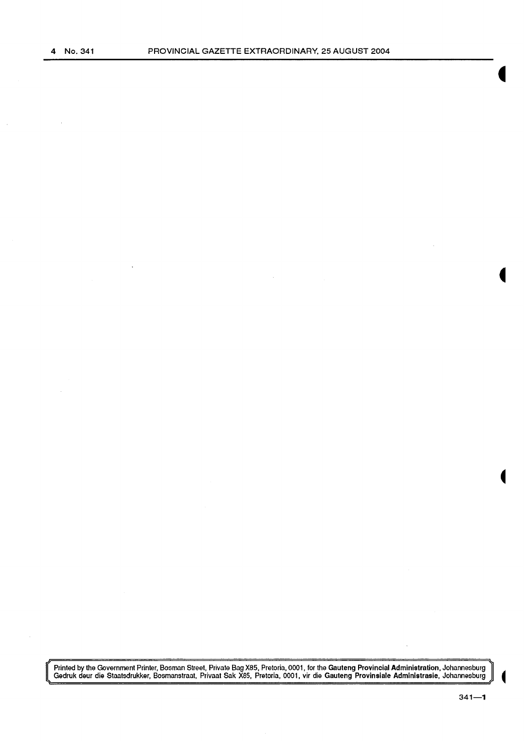Printed by the Government Printer, Bosman Street, Private Bag X85, Pretoria, 0001, for the **Gauteng Provincial Administration**, Johannesburg
Gedruk deur die Staatsdrukker, Bosmanstraat, Privaat Sak X85, Pretoria, 0001, vir die **Gauteng Provinsiale Administrasie**, Johannesburg

341—1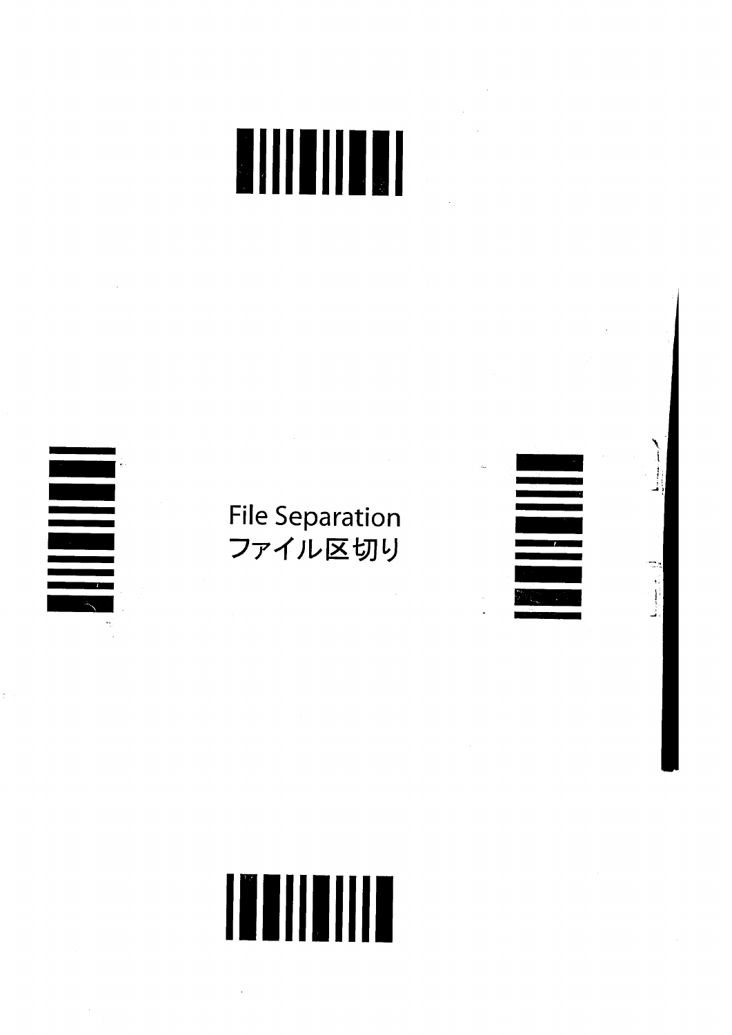File Separation
ファイル区切り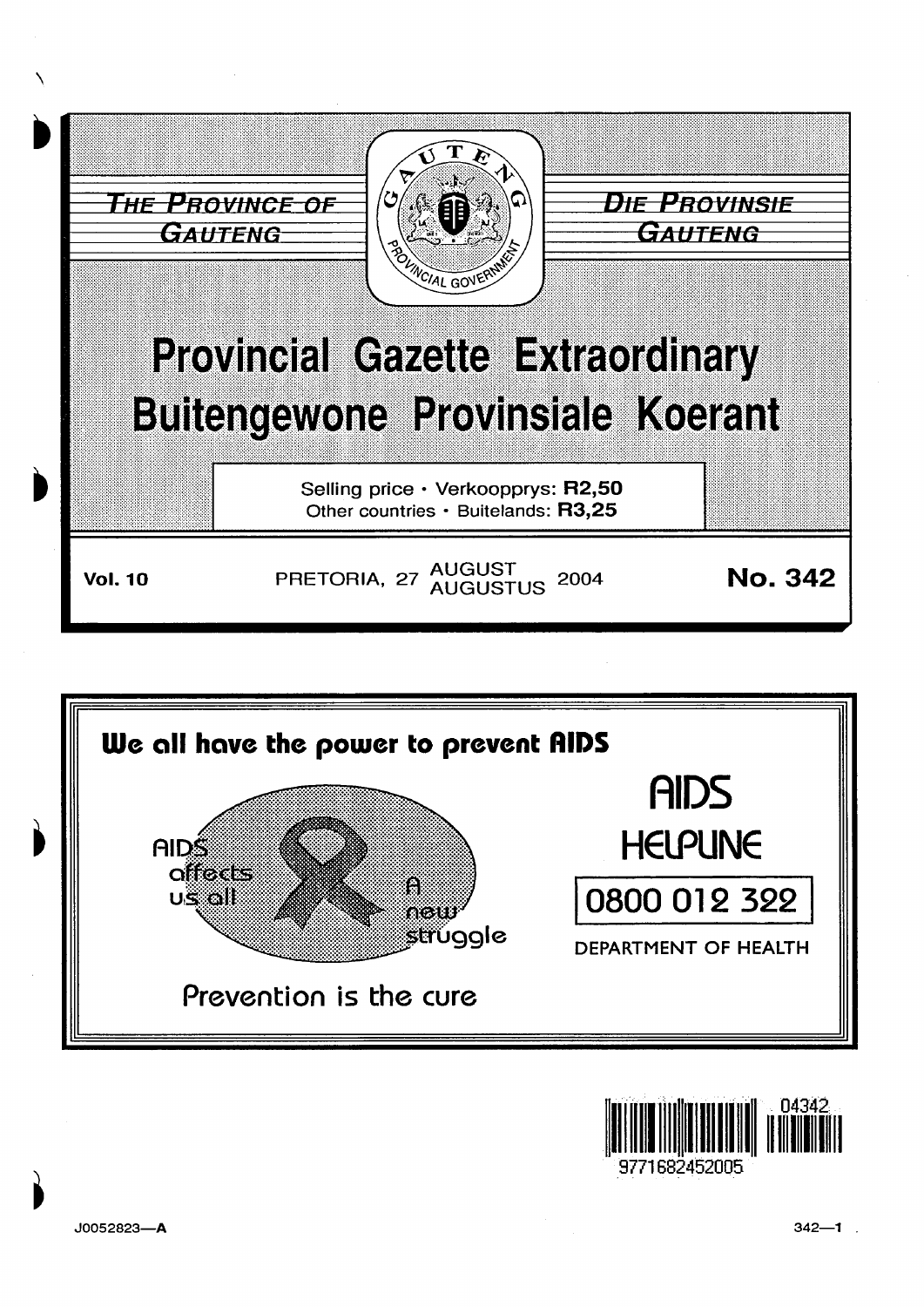THE PROVINCE OF GAUTENG

DIE PROVINSIE GAUTENG

# Provincial Gazette Extraordinary

# Buitengewone Provinsiale Koerant

Selling price · Verkoopprys: **R2,50**
Other countries · Buitelands: **R3,25**

**Vol. 10** PRETORIA, 27 AUGUST AUGUSTUS 2004 **No. 342**

**We all have the power to prevent AIDS**

AIDS affects us all

A new struggle

Prevention is the cure

AIDS HELPLINE

0800 012 322

DEPARTMENT OF HEALTH

J0052823—A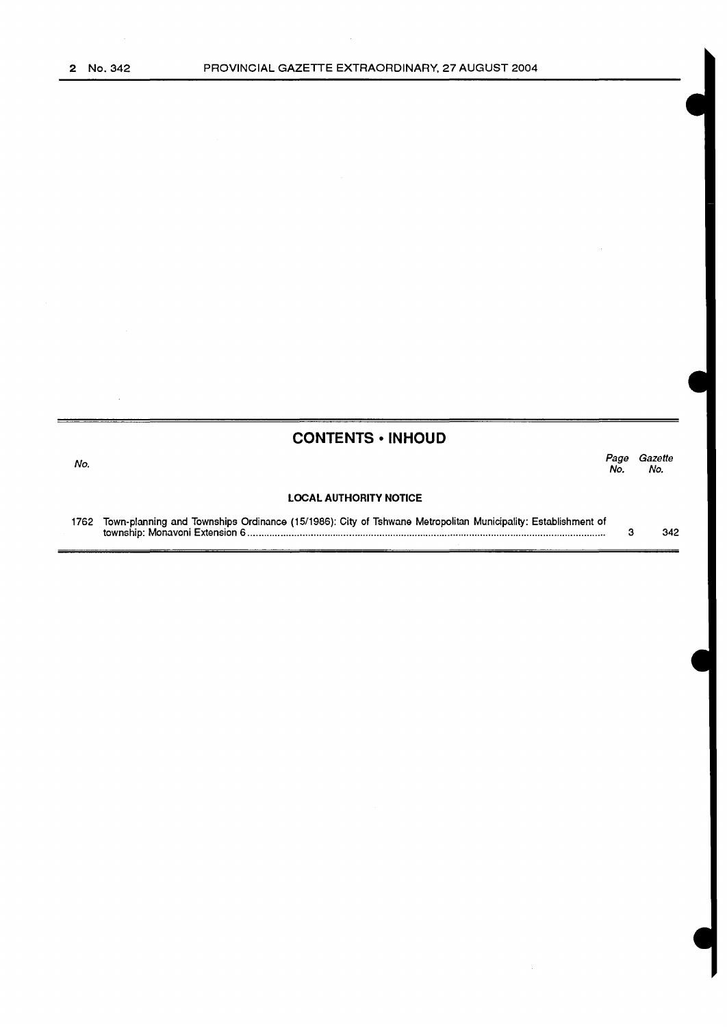## CONTENTS • INHOUD

| No. | | Page No. | Gazette No. |
|---|---|---|---|
| | **LOCAL AUTHORITY NOTICE** | | |
| 1762 | Town-planning and Townships Ordinance (15/1986): City of Tshwane Metropolitan Municipality: Establishment of township: Monavoni Extension 6 | 3 | 342 |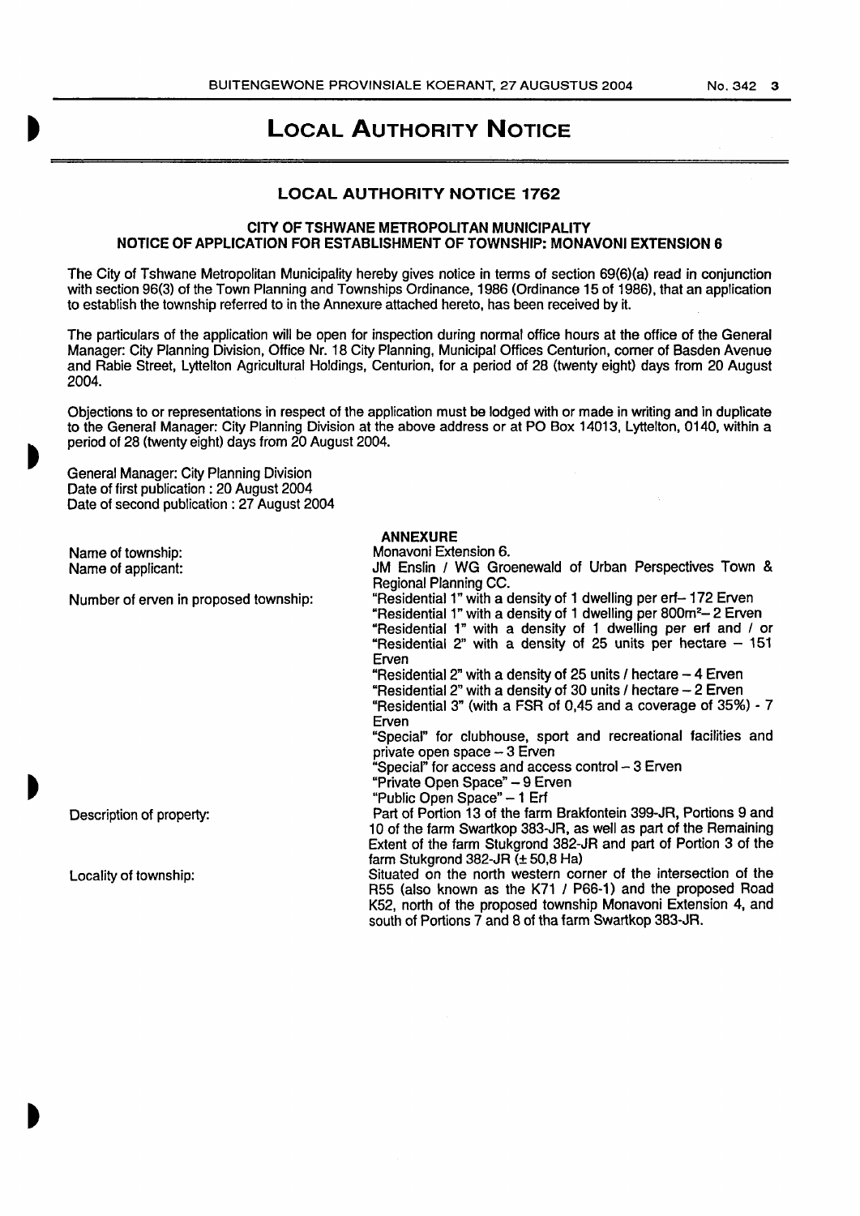# LOCAL AUTHORITY NOTICE

## LOCAL AUTHORITY NOTICE 1762

### CITY OF TSHWANE METROPOLITAN MUNICIPALITY
### NOTICE OF APPLICATION FOR ESTABLISHMENT OF TOWNSHIP: MONAVONI EXTENSION 6

The City of Tshwane Metropolitan Municipality hereby gives notice in terms of section 69(6)(a) read in conjunction with section 96(3) of the Town Planning and Townships Ordinance, 1986 (Ordinance 15 of 1986), that an application to establish the township referred to in the Annexure attached hereto, has been received by it.

The particulars of the application will be open for inspection during normal office hours at the office of the General Manager: City Planning Division, Office Nr. 18 City Planning, Municipal Offices Centurion, corner of Basden Avenue and Rabie Street, Lyttelton Agricultural Holdings, Centurion, for a period of 28 (twenty eight) days from 20 August 2004.

Objections to or representations in respect of the application must be lodged with or made in writing and in duplicate to the General Manager: City Planning Division at the above address or at PO Box 14013, Lyttelton, 0140, within a period of 28 (twenty eight) days from 20 August 2004.

General Manager: City Planning Division
Date of first publication : 20 August 2004
Date of second publication : 27 August 2004

**ANNEXURE**

Name of township: Monavoni Extension 6.

Name of applicant: JM Enslin / WG Groenewald of Urban Perspectives Town & Regional Planning CC.

Number of erven in proposed township:
"Residential 1" with a density of 1 dwelling per erf– 172 Erven
"Residential 1" with a density of 1 dwelling per 800m²– 2 Erven
"Residential 1" with a density of 1 dwelling per erf and / or "Residential 2" with a density of 25 units per hectare – 151 Erven
"Residential 2" with a density of 25 units / hectare – 4 Erven
"Residential 2" with a density of 30 units / hectare – 2 Erven
"Residential 3" (with a FSR of 0,45 and a coverage of 35%) - 7 Erven
"Special" for clubhouse, sport and recreational facilities and private open space – 3 Erven
"Special" for access and access control – 3 Erven
"Private Open Space" – 9 Erven
"Public Open Space" – 1 Erf

Description of property: Part of Portion 13 of the farm Brakfontein 399-JR, Portions 9 and 10 of the farm Swartkop 383-JR, as well as part of the Remaining Extent of the farm Stukgrond 382-JR and part of Portion 3 of the farm Stukgrond 382-JR (± 50,8 Ha)

Locality of township: Situated on the north western corner of the intersection of the R55 (also known as the K71 / P66-1) and the proposed Road K52, north of the proposed township Monavoni Extension 4, and south of Portions 7 and 8 of tha farm Swartkop 383-JR.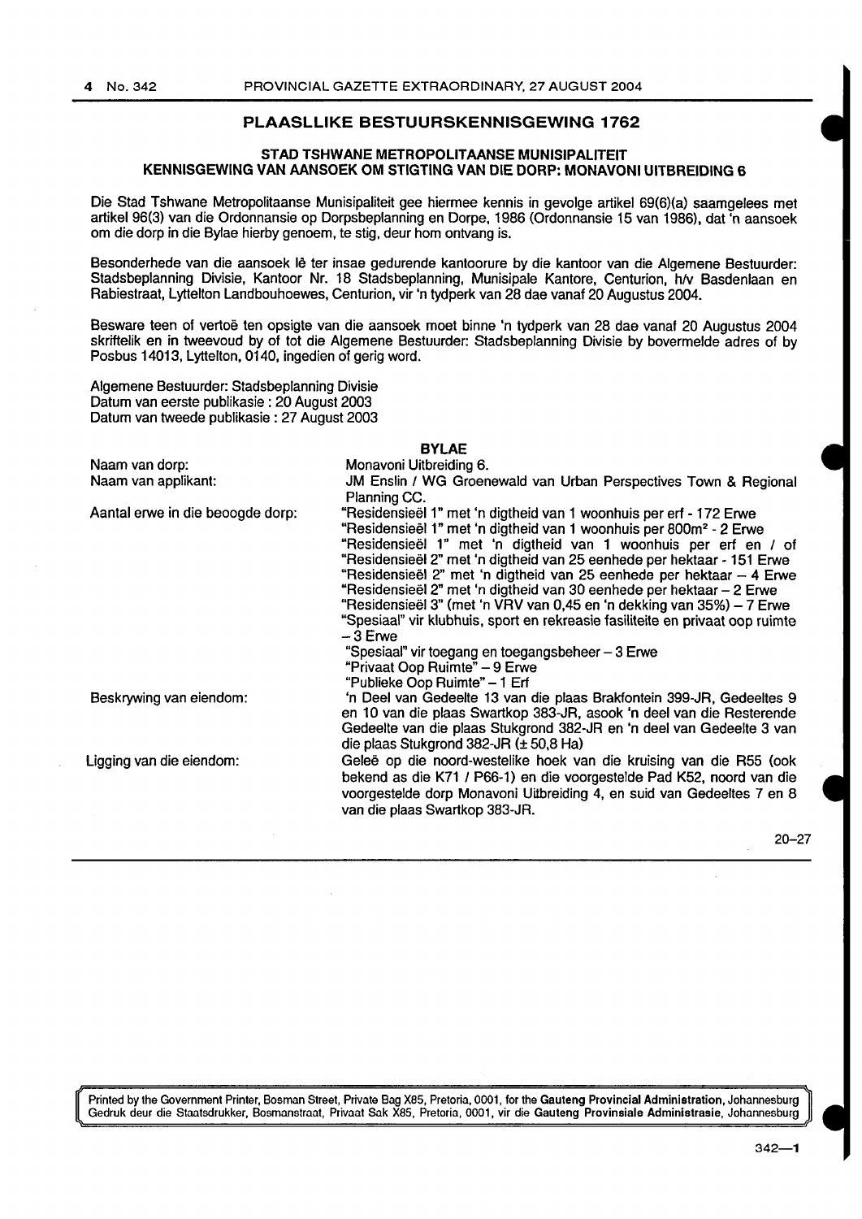## PLAASLLIKE BESTUURSKENNISGEWING 1762

### STAD TSHWANE METROPOLITAANSE MUNISIPALITEIT
### KENNISGEWING VAN AANSOEK OM STIGTING VAN DIE DORP: MONAVONI UITBREIDING 6

Die Stad Tshwane Metropolitaanse Munisipaliteit gee hiermee kennis in gevolge artikel 69(6)(a) saamgelees met artikel 96(3) van die Ordonnansie op Dorpsbeplanning en Dorpe, 1986 (Ordonnansie 15 van 1986), dat 'n aansoek om die dorp in die Bylae hierby genoem, te stig, deur hom ontvang is.

Besonderhede van die aansoek lê ter insae gedurende kantoorure by die kantoor van die Algemene Bestuurder: Stadsbeplanning Divisie, Kantoor Nr. 18 Stadsbeplanning, Munisipale Kantore, Centurion, h/v Basdenlaan en Rabiestraat, Lyttelton Landbouhoewes, Centurion, vir 'n tydperk van 28 dae vanaf 20 Augustus 2004.

Besware teen of vertoë ten opsigte van die aansoek moet binne 'n tydperk van 28 dae vanaf 20 Augustus 2004 skriftelik en in tweevoud by of tot die Algemene Bestuurder: Stadsbeplanning Divisie by bovermelde adres of by Posbus 14013, Lyttelton, 0140, ingedien of gerig word.

Algemene Bestuurder: Stadsbeplanning Divisie
Datum van eerste publikasie : 20 August 2003
Datum van tweede publikasie : 27 August 2003

**BYLAE**

| | |
|---|---|
| Naam van dorp: | Monavoni Uitbreiding 6. |
| Naam van applikant: | JM Enslin / WG Groenewald van Urban Perspectives Town & Regional Planning CC. |
| Aantal erwe in die beoogde dorp: | "Residensieël 1" met 'n digtheid van 1 woonhuis per erf - 172 Erwe<br>"Residensieël 1" met 'n digtheid van 1 woonhuis per 800m² - 2 Erwe<br>"Residensieël 1" met 'n digtheid van 1 woonhuis per erf en / of "Residensieël 2" met 'n digtheid van 25 eenhede per hektaar - 151 Erwe<br>"Residensieël 2" met 'n digtheid van 25 eenhede per hektaar – 4 Erwe<br>"Residensieël 2" met 'n digtheid van 30 eenhede per hektaar – 2 Erwe<br>"Residensieël 3" (met 'n VRV van 0,45 en 'n dekking van 35%) – 7 Erwe<br>"Spesiaal" vir klubhuis, sport en rekreasie fasiliteite en privaat oop ruimte – 3 Erwe<br>"Spesiaal" vir toegang en toegangsbeheer – 3 Erwe<br>"Privaat Oop Ruimte" – 9 Erwe<br>"Publieke Oop Ruimte" – 1 Erf |
| Beskrywing van eiendom: | 'n Deel van Gedeelte 13 van die plaas Brakfontein 399-JR, Gedeeltes 9 en 10 van die plaas Swartkop 383-JR, asook 'n deel van die Resterende Gedeelte van die plaas Stukgrond 382-JR en 'n deel van Gedeelte 3 van die plaas Stukgrond 382-JR (± 50,8 Ha) |
| Ligging van die eiendom: | Geleë op die noord-westelike hoek van die kruising van die R55 (ook bekend as die K71 / P66-1) en die voorgestelde Pad K52, noord van die voorgestelde dorp Monavoni Uitbreiding 4, en suid van Gedeeltes 7 en 8 van die plaas Swartkop 383-JR. |

20–27

Printed by the Government Printer, Bosman Street, Private Bag X85, Pretoria, 0001, for the **Gauteng Provincial Administration**, Johannesburg
Gedruk deur die Staatsdrukker, Bosmanstraat, Privaat Sak X85, Pretoria, 0001, vir die **Gauteng Provinsiale Administrasie**, Johannesburg

342—1